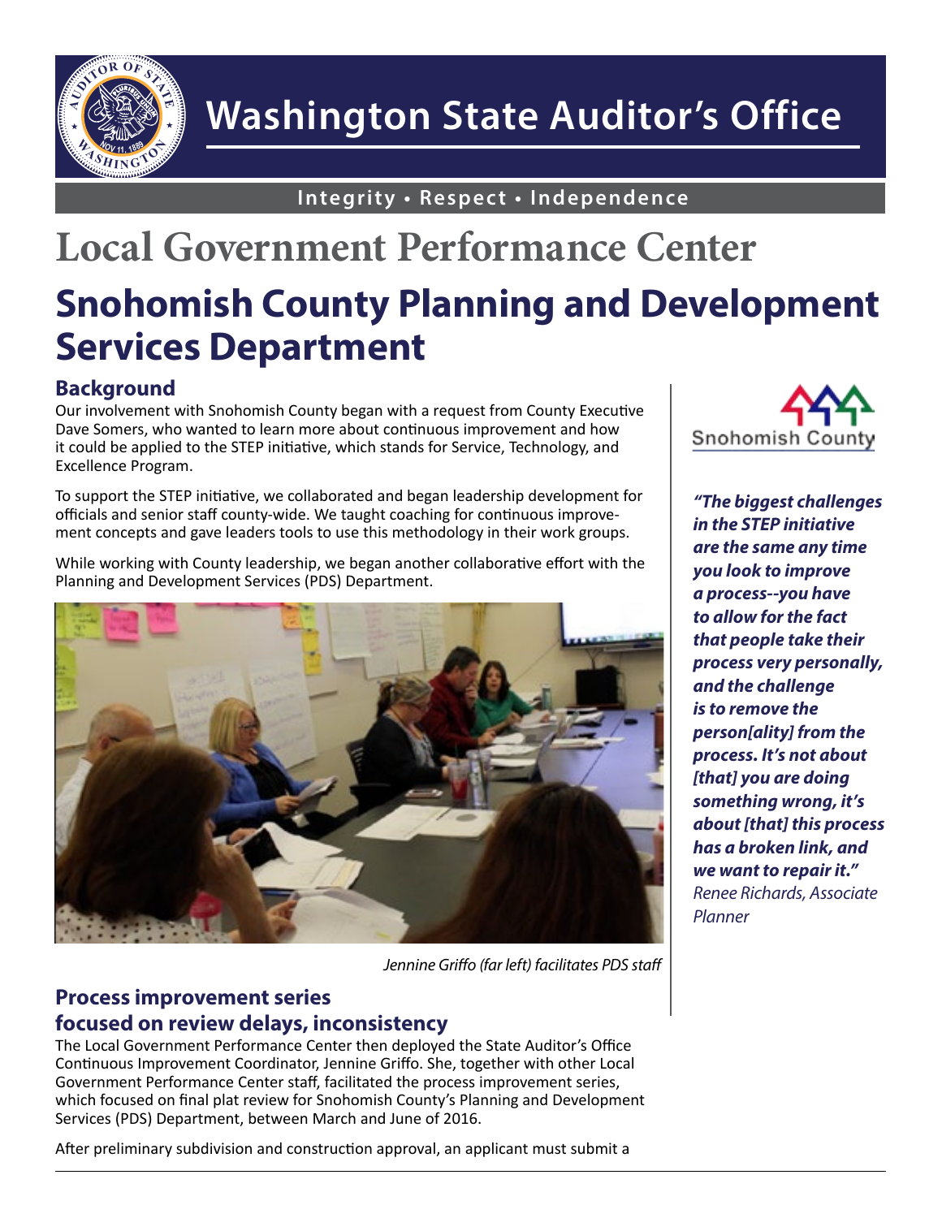# Washington State Auditor's Office

**Integrity • Respect • Independence**

# Local Government Performance Center

# Snohomish County Planning and Development Services Department

## Background

Our involvement with Snohomish County began with a request from County Executive Dave Somers, who wanted to learn more about continuous improvement and how it could be applied to the STEP initiative, which stands for Service, Technology, and Excellence Program.

To support the STEP initiative, we collaborated and began leadership development for officials and senior staff county-wide. We taught coaching for continuous improvement concepts and gave leaders tools to use this methodology in their work groups.

While working with County leadership, we began another collaborative effort with the Planning and Development Services (PDS) Department.

*Jennine Griffo (far left) facilitates PDS staff*

***"The biggest challenges in the STEP initiative are the same any time you look to improve a process--you have to allow for the fact that people take their process very personally, and the challenge is to remove the person[ality] from the process. It's not about [that] you are doing something wrong, it's about [that] this process has a broken link, and we want to repair it."***
*Renee Richards, Associate Planner*

## Process improvement series focused on review delays, inconsistency

The Local Government Performance Center then deployed the State Auditor's Office Continuous Improvement Coordinator, Jennine Griffo. She, together with other Local Government Performance Center staff, facilitated the process improvement series, which focused on final plat review for Snohomish County's Planning and Development Services (PDS) Department, between March and June of 2016.

After preliminary subdivision and construction approval, an applicant must submit a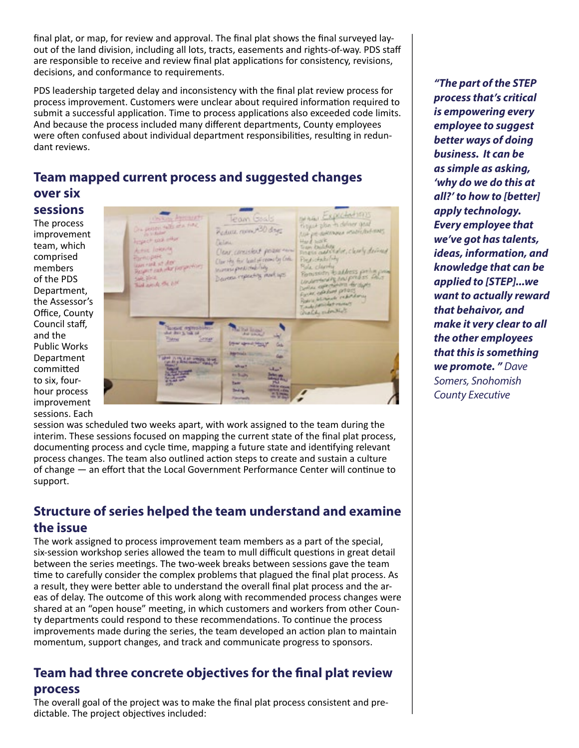final plat, or map, for review and approval. The final plat shows the final surveyed layout of the land division, including all lots, tracts, easements and rights-of-way. PDS staff are responsible to receive and review final plat applications for consistency, revisions, decisions, and conformance to requirements.

PDS leadership targeted delay and inconsistency with the final plat review process for process improvement. Customers were unclear about required information required to submit a successful application. Time to process applications also exceeded code limits. And because the process included many different departments, County employees were often confused about individual department responsibilities, resulting in redundant reviews.

## Team mapped current process and suggested changes over six sessions

The process improvement team, which comprised members of the PDS Department, the Assessor's Office, County Council staff, and the Public Works Department committed to six, four-hour process improvement sessions. Each session was scheduled two weeks apart, with work assigned to the team during the interim. These sessions focused on mapping the current state of the final plat process, documenting process and cycle time, mapping a future state and identifying relevant process changes. The team also outlined action steps to create and sustain a culture of change — an effort that the Local Government Performance Center will continue to support.

## Structure of series helped the team understand and examine the issue

The work assigned to process improvement team members as a part of the special, six-session workshop series allowed the team to mull difficult questions in great detail between the series meetings. The two-week breaks between sessions gave the team time to carefully consider the complex problems that plagued the final plat process. As a result, they were better able to understand the overall final plat process and the areas of delay. The outcome of this work along with recommended process changes were shared at an "open house" meeting, in which customers and workers from other County departments could respond to these recommendations. To continue the process improvements made during the series, the team developed an action plan to maintain momentum, support changes, and track and communicate progress to sponsors.

## Team had three concrete objectives for the final plat review process

The overall goal of the project was to make the final plat process consistent and predictable. The project objectives included:

***"The part of the STEP process that's critical is empowering every employee to suggest better ways of doing business. It can be as simple as asking, 'why do we do this at all?' to how to [better] apply technology. Every employee that we've got has talents, ideas, information, and knowledge that can be applied to [STEP]...we want to actually reward that behavior, and make it very clear to all the other employees that this is something we promote. "*** *Dave Somers, Snohomish County Executive*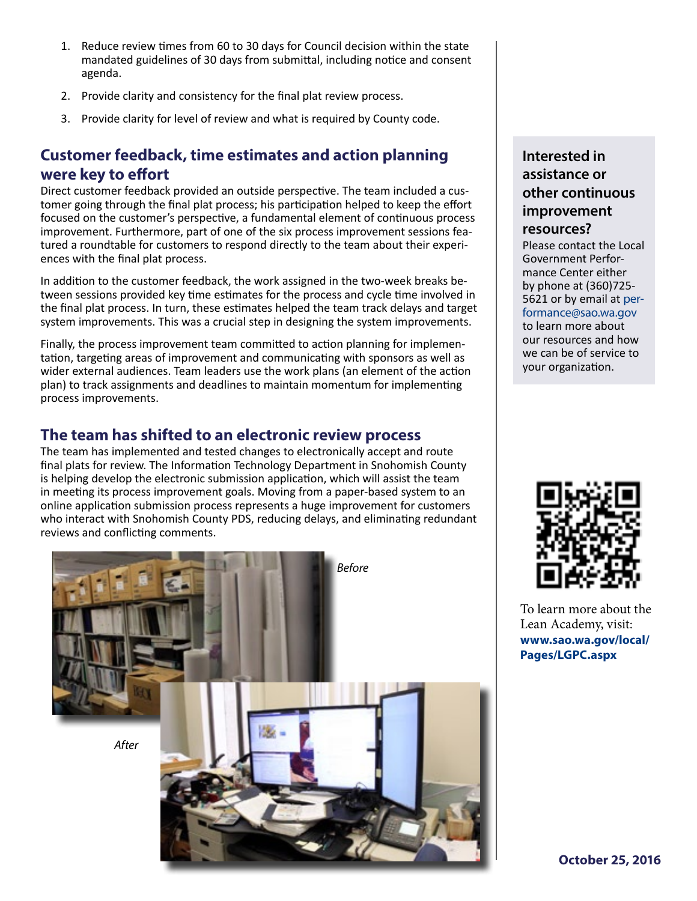1. Reduce review times from 60 to 30 days for Council decision within the state mandated guidelines of 30 days from submittal, including notice and consent agenda.
2. Provide clarity and consistency for the final plat review process.
3. Provide clarity for level of review and what is required by County code.

## Customer feedback, time estimates and action planning were key to effort

Direct customer feedback provided an outside perspective. The team included a customer going through the final plat process; his participation helped to keep the effort focused on the customer's perspective, a fundamental element of continuous process improvement. Furthermore, part of one of the six process improvement sessions featured a roundtable for customers to respond directly to the team about their experiences with the final plat process.

In addition to the customer feedback, the work assigned in the two-week breaks between sessions provided key time estimates for the process and cycle time involved in the final plat process. In turn, these estimates helped the team track delays and target system improvements. This was a crucial step in designing the system improvements.

Finally, the process improvement team committed to action planning for implementation, targeting areas of improvement and communicating with sponsors as well as wider external audiences. Team leaders use the work plans (an element of the action plan) to track assignments and deadlines to maintain momentum for implementing process improvements.

## The team has shifted to an electronic review process

The team has implemented and tested changes to electronically accept and route final plats for review. The Information Technology Department in Snohomish County is helping develop the electronic submission application, which will assist the team in meeting its process improvement goals. Moving from a paper-based system to an online application submission process represents a huge improvement for customers who interact with Snohomish County PDS, reducing delays, and eliminating redundant reviews and conflicting comments.

*Before*

*After*

### Interested in assistance or other continuous improvement resources?

Please contact the Local Government Performance Center either by phone at (360)725-5621 or by email at performance@sao.wa.gov to learn more about our resources and how we can be of service to your organization.

To learn more about the Lean Academy, visit: **www.sao.wa.gov/local/Pages/LGPC.aspx**

**October 25, 2016**